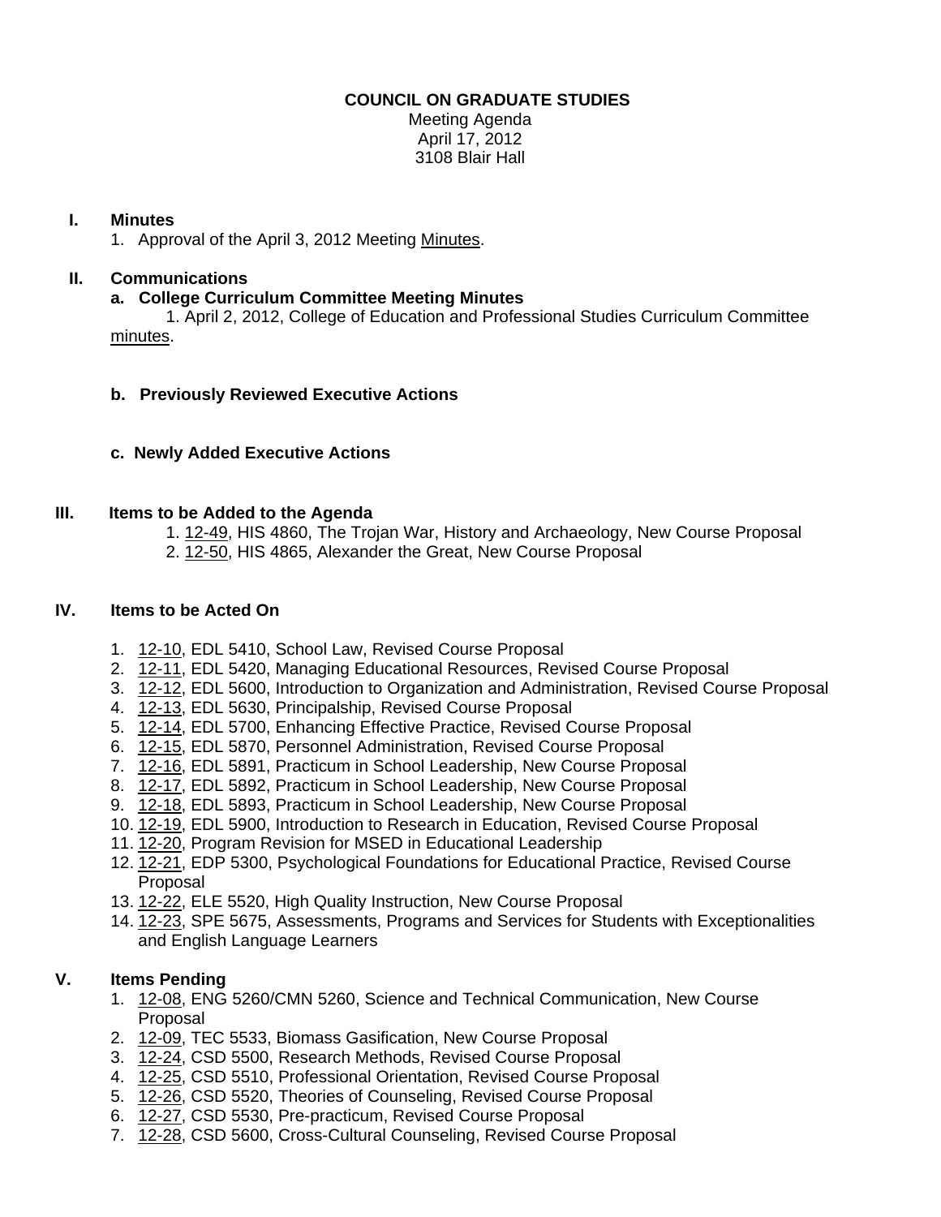**COUNCIL ON GRADUATE STUDIES**

Meeting Agenda
April 17, 2012
3108 Blair Hall

## I. Minutes

1. Approval of the April 3, 2012 Meeting Minutes.

## II. Communications

### a. College Curriculum Committee Meeting Minutes

1. April 2, 2012, College of Education and Professional Studies Curriculum Committee minutes.

### b. Previously Reviewed Executive Actions

### c. Newly Added Executive Actions

## III. Items to be Added to the Agenda

1. 12-49, HIS 4860, The Trojan War, History and Archaeology, New Course Proposal
2. 12-50, HIS 4865, Alexander the Great, New Course Proposal

## IV. Items to be Acted On

1. 12-10, EDL 5410, School Law, Revised Course Proposal
2. 12-11, EDL 5420, Managing Educational Resources, Revised Course Proposal
3. 12-12, EDL 5600, Introduction to Organization and Administration, Revised Course Proposal
4. 12-13, EDL 5630, Principalship, Revised Course Proposal
5. 12-14, EDL 5700, Enhancing Effective Practice, Revised Course Proposal
6. 12-15, EDL 5870, Personnel Administration, Revised Course Proposal
7. 12-16, EDL 5891, Practicum in School Leadership, New Course Proposal
8. 12-17, EDL 5892, Practicum in School Leadership, New Course Proposal
9. 12-18, EDL 5893, Practicum in School Leadership, New Course Proposal
10. 12-19, EDL 5900, Introduction to Research in Education, Revised Course Proposal
11. 12-20, Program Revision for MSED in Educational Leadership
12. 12-21, EDP 5300, Psychological Foundations for Educational Practice, Revised Course Proposal
13. 12-22, ELE 5520, High Quality Instruction, New Course Proposal
14. 12-23, SPE 5675, Assessments, Programs and Services for Students with Exceptionalities and English Language Learners

## V. Items Pending

1. 12-08, ENG 5260/CMN 5260, Science and Technical Communication, New Course Proposal
2. 12-09, TEC 5533, Biomass Gasification, New Course Proposal
3. 12-24, CSD 5500, Research Methods, Revised Course Proposal
4. 12-25, CSD 5510, Professional Orientation, Revised Course Proposal
5. 12-26, CSD 5520, Theories of Counseling, Revised Course Proposal
6. 12-27, CSD 5530, Pre-practicum, Revised Course Proposal
7. 12-28, CSD 5600, Cross-Cultural Counseling, Revised Course Proposal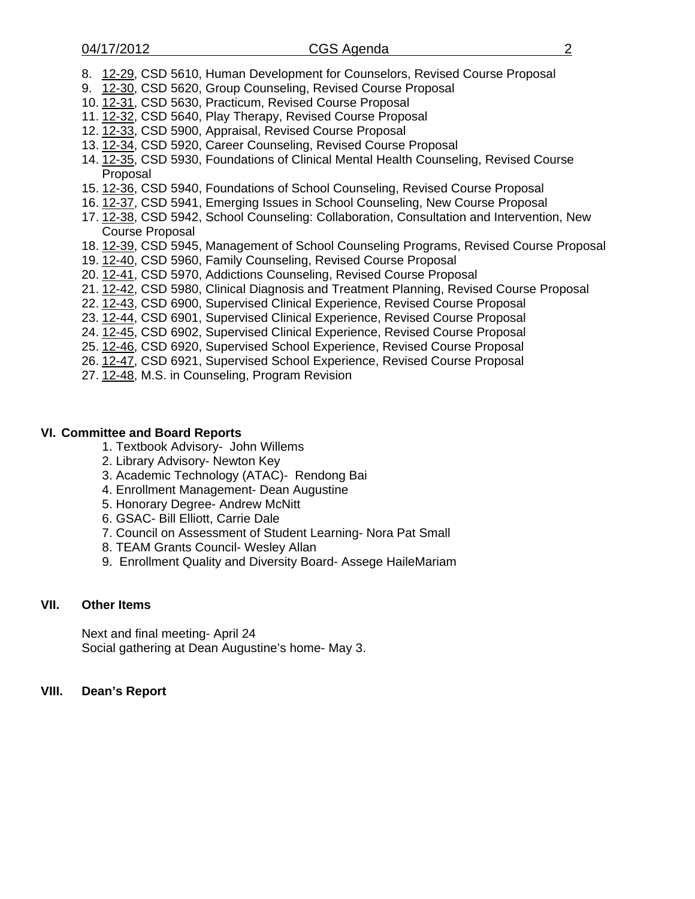8. 12-29, CSD 5610, Human Development for Counselors, Revised Course Proposal
9. 12-30, CSD 5620, Group Counseling, Revised Course Proposal
10. 12-31, CSD 5630, Practicum, Revised Course Proposal
11. 12-32, CSD 5640, Play Therapy, Revised Course Proposal
12. 12-33, CSD 5900, Appraisal, Revised Course Proposal
13. 12-34, CSD 5920, Career Counseling, Revised Course Proposal
14. 12-35, CSD 5930, Foundations of Clinical Mental Health Counseling, Revised Course Proposal
15. 12-36, CSD 5940, Foundations of School Counseling, Revised Course Proposal
16. 12-37, CSD 5941, Emerging Issues in School Counseling, New Course Proposal
17. 12-38, CSD 5942, School Counseling: Collaboration, Consultation and Intervention, New Course Proposal
18. 12-39, CSD 5945, Management of School Counseling Programs, Revised Course Proposal
19. 12-40, CSD 5960, Family Counseling, Revised Course Proposal
20. 12-41, CSD 5970, Addictions Counseling, Revised Course Proposal
21. 12-42, CSD 5980, Clinical Diagnosis and Treatment Planning, Revised Course Proposal
22. 12-43, CSD 6900, Supervised Clinical Experience, Revised Course Proposal
23. 12-44, CSD 6901, Supervised Clinical Experience, Revised Course Proposal
24. 12-45, CSD 6902, Supervised Clinical Experience, Revised Course Proposal
25. 12-46, CSD 6920, Supervised School Experience, Revised Course Proposal
26. 12-47, CSD 6921, Supervised School Experience, Revised Course Proposal
27. 12-48, M.S. in Counseling, Program Revision

## VI. Committee and Board Reports

1. Textbook Advisory- John Willems
2. Library Advisory- Newton Key
3. Academic Technology (ATAC)- Rendong Bai
4. Enrollment Management- Dean Augustine
5. Honorary Degree- Andrew McNitt
6. GSAC- Bill Elliott, Carrie Dale
7. Council on Assessment of Student Learning- Nora Pat Small
8. TEAM Grants Council- Wesley Allan
9. Enrollment Quality and Diversity Board- Assege HaileMariam

## VII. Other Items

Next and final meeting- April 24
Social gathering at Dean Augustine's home- May 3.

## VIII. Dean's Report